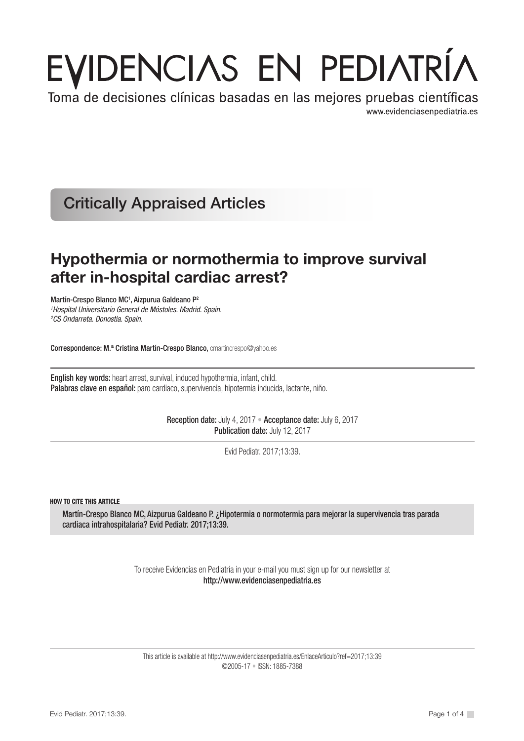# EVIDENCIAS EN PEDIATRÍA

Toma de decisiones clínicas basadas en las mejores pruebas científicas

www.evidenciasenpediatria.es

## Critically Appraised Articles

# Hypothermia or normothermia to improve survival after in-hospital cardiac arrest?

Martín-Crespo Blanco MC[1], Aizpurua Galdeano P[2]

[1]*Hospital Universitario General de Móstoles. Madrid. Spain.*
[2]*CS Ondarreta. Donostia. Spain.*

**Correspondence:** M.ª Cristina Martín-Crespo Blanco, cmartincrespo@yahoo.es

**English key words:** heart arrest, survival, induced hypothermia, infant, child.
**Palabras clave en español:** paro cardiaco, supervivencia, hipotermia inducida, lactante, niño.

**Reception date:** July 4, 2017 • **Acceptance date:** July 6, 2017
**Publication date:** July 12, 2017

Evid Pediatr. 2017;13:39.

**HOW TO CITE THIS ARTICLE**

Martín-Crespo Blanco MC, Aizpurua Galdeano P. ¿Hipotermia o normotermia para mejorar la supervivencia tras parada cardiaca intrahospitalaria? Evid Pediatr. 2017;13:39.

To receive Evidencias en Pediatría in your e-mail you must sign up for our newsletter at
http://www.evidenciasenpediatria.es

This article is available at http://www.evidenciasenpediatria.es/EnlaceArticulo?ref=2017;13:39
©2005-17 • ISSN: 1885-7388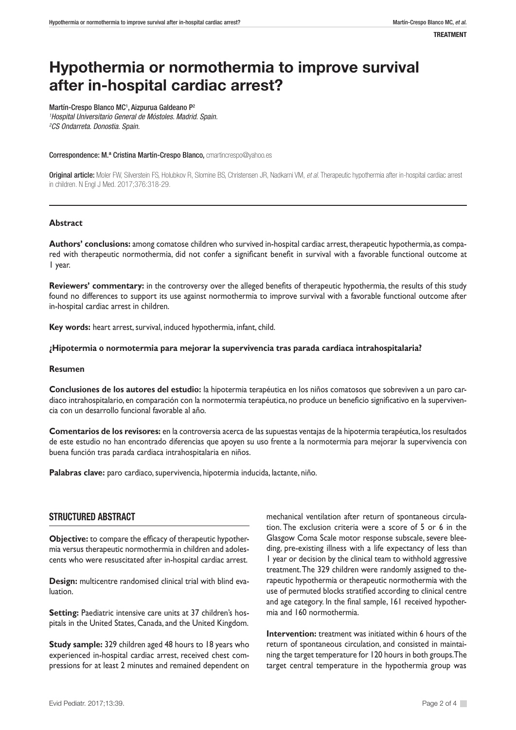TREATMENT

# Hypothermia or normothermia to improve survival after in-hospital cardiac arrest?

Martín-Crespo Blanco MC[1], Aizpurua Galdeano P[2]

*[1]Hospital Universitario General de Móstoles. Madrid. Spain.*
*[2]CS Ondarreta. Donostia. Spain.*

Correspondence: M.ª Cristina Martín-Crespo Blanco, cmartincrespo@yahoo.es

Original article: Moler FW, Silverstein FS, Holubkov R, Slomine BS, Christensen JR, Nadkarni VM, *et al.* Therapeutic hypothermia after in-hospital cardiac arrest in children. N Engl J Med. 2017;376:318-29.

---

### Abstract

**Authors' conclusions:** among comatose children who survived in-hospital cardiac arrest, therapeutic hypothermia, as compared with therapeutic normothermia, did not confer a significant benefit in survival with a favorable functional outcome at 1 year.

**Reviewers' commentary:** in the controversy over the alleged benefits of therapeutic hypothermia, the results of this study found no differences to support its use against normothermia to improve survival with a favorable functional outcome after in-hospital cardiac arrest in children.

**Key words:** heart arrest, survival, induced hypothermia, infant, child.

### ¿Hipotermia o normotermia para mejorar la supervivencia tras parada cardiaca intrahospitalaria?

### Resumen

**Conclusiones de los autores del estudio:** la hipotermia terapéutica en los niños comatosos que sobreviven a un paro cardiaco intrahospitalario, en comparación con la normotermia terapéutica, no produce un beneficio significativo en la supervivencia con un desarrollo funcional favorable al año.

**Comentarios de los revisores:** en la controversia acerca de las supuestas ventajas de la hipotermia terapéutica, los resultados de este estudio no han encontrado diferencias que apoyen su uso frente a la normotermia para mejorar la supervivencia con buena función tras parada cardiaca intrahospitalaria en niños.

**Palabras clave:** paro cardiaco, supervivencia, hipotermia inducida, lactante, niño.

## STRUCTURED ABSTRACT

**Objective:** to compare the efficacy of therapeutic hypothermia versus therapeutic normothermia in children and adolescents who were resuscitated after in-hospital cardiac arrest.

**Design:** multicentre randomised clinical trial with blind evaluation.

**Setting:** Paediatric intensive care units at 37 children's hospitals in the United States, Canada, and the United Kingdom.

**Study sample:** 329 children aged 48 hours to 18 years who experienced in-hospital cardiac arrest, received chest compressions for at least 2 minutes and remained dependent on mechanical ventilation after return of spontaneous circulation. The exclusion criteria were a score of 5 or 6 in the Glasgow Coma Scale motor response subscale, severe bleeding, pre-existing illness with a life expectancy of less than 1 year or decision by the clinical team to withhold aggressive treatment. The 329 children were randomly assigned to therapeutic hypothermia or therapeutic normothermia with the use of permuted blocks stratified according to clinical centre and age category. In the final sample, 161 received hypothermia and 160 normothermia.

**Intervention:** treatment was initiated within 6 hours of the return of spontaneous circulation, and consisted in maintaining the target temperature for 120 hours in both groups. The target central temperature in the hypothermia group was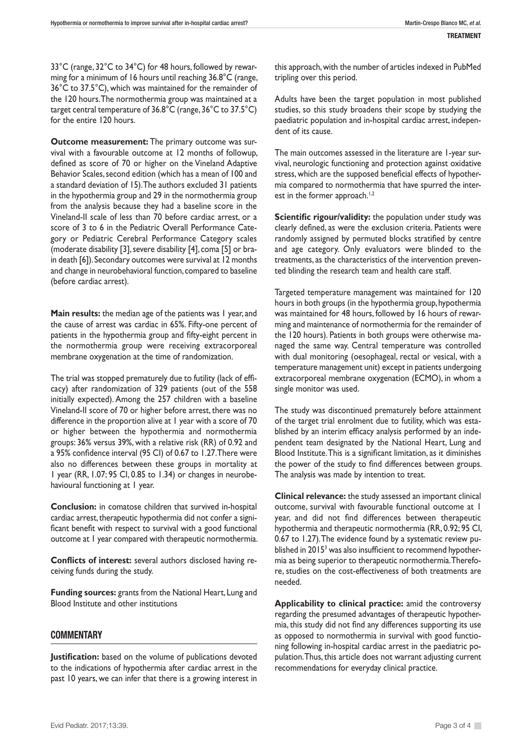33°C (range, 32°C to 34°C) for 48 hours, followed by rewarming for a minimum of 16 hours until reaching 36.8°C (range, 36°C to 37.5°C), which was maintained for the remainder of the 120 hours. The normothermia group was maintained at a target central temperature of 36.8°C (range, 36°C to 37.5°C) for the entire 120 hours.

**Outcome measurement:** The primary outcome was survival with a favourable outcome at 12 months of followup, defined as score of 70 or higher on the Vineland Adaptive Behavior Scales, second edition (which has a mean of 100 and a standard deviation of 15). The authors excluded 31 patients in the hypothermia group and 29 in the normothermia group from the analysis because they had a baseline score in the Vineland-II scale of less than 70 before cardiac arrest, or a score of 3 to 6 in the Pediatric Overall Performance Category or Pediatric Cerebral Performance Category scales (moderate disability [3], severe disability [4], coma [5] or brain death [6]). Secondary outcomes were survival at 12 months and change in neurobehavioral function, compared to baseline (before cardiac arrest).

**Main results:** the median age of the patients was 1 year, and the cause of arrest was cardiac in 65%. Fifty-one percent of patients in the hypothermia group and fifty-eight percent in the normothermia group were receiving extracorporeal membrane oxygenation at the time of randomization.

The trial was stopped prematurely due to futility (lack of efficacy) after randomization of 329 patients (out of the 558 initially expected). Among the 257 children with a baseline Vineland-II score of 70 or higher before arrest, there was no difference in the proportion alive at 1 year with a score of 70 or higher between the hypothermia and normothermia groups: 36% versus 39%, with a relative risk (RR) of 0.92 and a 95% confidence interval (95 CI) of 0.67 to 1.27. There were also no differences between these groups in mortality at 1 year (RR, 1.07; 95 CI, 0.85 to 1.34) or changes in neurobehavioural functioning at 1 year.

**Conclusion:** in comatose children that survived in-hospital cardiac arrest, therapeutic hypothermia did not confer a significant benefit with respect to survival with a good functional outcome at 1 year compared with therapeutic normothermia.

**Conflicts of interest:** several authors disclosed having receiving funds during the study.

**Funding sources:** grants from the National Heart, Lung and Blood Institute and other institutions

## COMMENTARY

**Justification:** based on the volume of publications devoted to the indications of hypothermia after cardiac arrest in the past 10 years, we can infer that there is a growing interest in this approach, with the number of articles indexed in PubMed tripling over this period.

Adults have been the target population in most published studies, so this study broadens their scope by studying the paediatric population and in-hospital cardiac arrest, independent of its cause.

The main outcomes assessed in the literature are 1-year survival, neurologic functioning and protection against oxidative stress, which are the supposed beneficial effects of hypothermia compared to normothermia that have spurred the interest in the former approach.[1,2]

**Scientific rigour/validity:** the population under study was clearly defined, as were the exclusion criteria. Patients were randomly assigned by permuted blocks stratified by centre and age category. Only evaluators were blinded to the treatments, as the characteristics of the intervention prevented blinding the research team and health care staff.

Targeted temperature management was maintained for 120 hours in both groups (in the hypothermia group, hypothermia was maintained for 48 hours, followed by 16 hours of rewarming and maintenance of normothermia for the remainder of the 120 hours). Patients in both groups were otherwise managed the same way. Central temperature was controlled with dual monitoring (oesophageal, rectal or vesical, with a temperature management unit) except in patients undergoing extracorporeal membrane oxygenation (ECMO), in whom a single monitor was used.

The study was discontinued prematurely before attainment of the target trial enrolment due to futility, which was established by an interim efficacy analysis performed by an independent team designated by the National Heart, Lung and Blood Institute. This is a significant limitation, as it diminishes the power of the study to find differences between groups. The analysis was made by intention to treat.

**Clinical relevance:** the study assessed an important clinical outcome, survival with favourable functional outcome at 1 year, and did not find differences between therapeutic hypothermia and therapeutic normothermia (RR, 0.92; 95 CI, 0.67 to 1.27). The evidence found by a systematic review published in 2015[3] was also insufficient to recommend hypothermia as being superior to therapeutic normothermia. Therefore, studies on the cost-effectiveness of both treatments are needed.

**Applicability to clinical practice:** amid the controversy regarding the presumed advantages of therapeutic hypothermia, this study did not find any differences supporting its use as opposed to normothermia in survival with good functioning following in-hospital cardiac arrest in the paediatric population. Thus, this article does not warrant adjusting current recommendations for everyday clinical practice.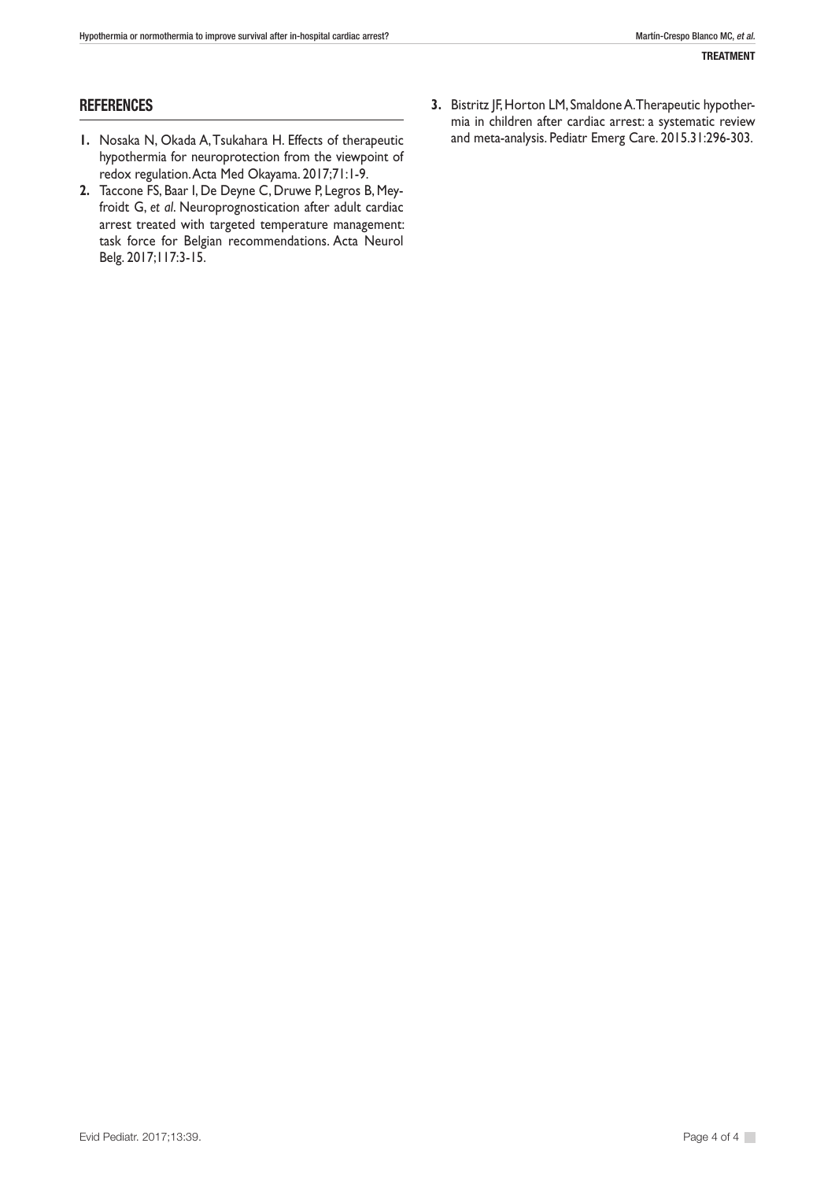## REFERENCES

1. Nosaka N, Okada A, Tsukahara H. Effects of therapeutic hypothermia for neuroprotection from the viewpoint of redox regulation. Acta Med Okayama. 2017;71:1-9.
2. Taccone FS, Baar I, De Deyne C, Druwe P, Legros B, Meyfroidt G, *et al*. Neuroprognostication after adult cardiac arrest treated with targeted temperature management: task force for Belgian recommendations. Acta Neurol Belg. 2017;117:3-15.
3. Bistritz JF, Horton LM, Smaldone A. Therapeutic hypothermia in children after cardiac arrest: a systematic review and meta-analysis. Pediatr Emerg Care. 2015.31:296-303.